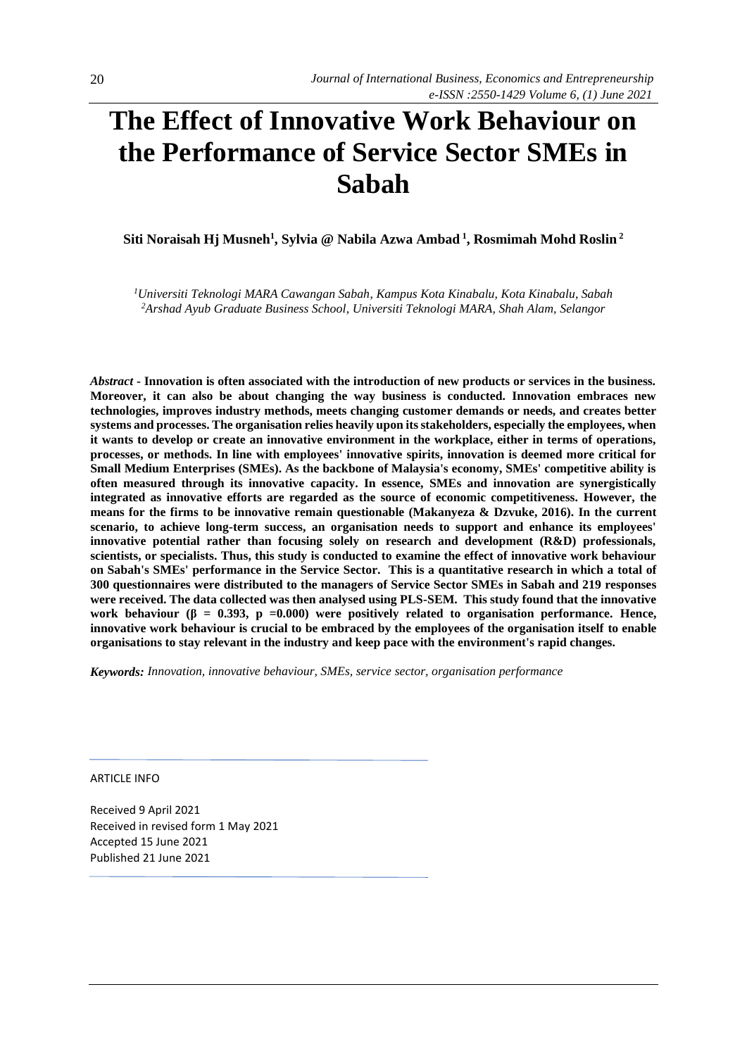# The Effect of Innovative Work Behaviour on the Performance of Service Sector SMEs in Sabah

**Siti Noraisah Hj Musneh[1], Sylvia @ Nabila Azwa Ambad[1], Rosmimah Mohd Roslin[2]**

*[1]Universiti Teknologi MARA Cawangan Sabah, Kampus Kota Kinabalu, Kota Kinabalu, Sabah*
*[2]Arshad Ayub Graduate Business School, Universiti Teknologi MARA, Shah Alam, Selangor*

***Abstract*** **- Innovation is often associated with the introduction of new products or services in the business. Moreover, it can also be about changing the way business is conducted. Innovation embraces new technologies, improves industry methods, meets changing customer demands or needs, and creates better systems and processes. The organisation relies heavily upon its stakeholders, especially the employees, when it wants to develop or create an innovative environment in the workplace, either in terms of operations, processes, or methods. In line with employees' innovative spirits, innovation is deemed more critical for Small Medium Enterprises (SMEs). As the backbone of Malaysia's economy, SMEs' competitive ability is often measured through its innovative capacity. In essence, SMEs and innovation are synergistically integrated as innovative efforts are regarded as the source of economic competitiveness. However, the means for the firms to be innovative remain questionable (Makanyeza & Dzvuke, 2016). In the current scenario, to achieve long-term success, an organisation needs to support and enhance its employees' innovative potential rather than focusing solely on research and development (R&D) professionals, scientists, or specialists. Thus, this study is conducted to examine the effect of innovative work behaviour on Sabah's SMEs' performance in the Service Sector. This is a quantitative research in which a total of 300 questionnaires were distributed to the managers of Service Sector SMEs in Sabah and 219 responses were received. The data collected was then analysed using PLS-SEM. This study found that the innovative work behaviour ($\beta = 0.393$, $p = 0.000$) were positively related to organisation performance. Hence, innovative work behaviour is crucial to be embraced by the employees of the organisation itself to enable organisations to stay relevant in the industry and keep pace with the environment's rapid changes.**

***Keywords:*** *Innovation, innovative behaviour, SMEs, service sector, organisation performance*

ARTICLE INFO

Received 9 April 2021
Received in revised form 1 May 2021
Accepted 15 June 2021
Published 21 June 2021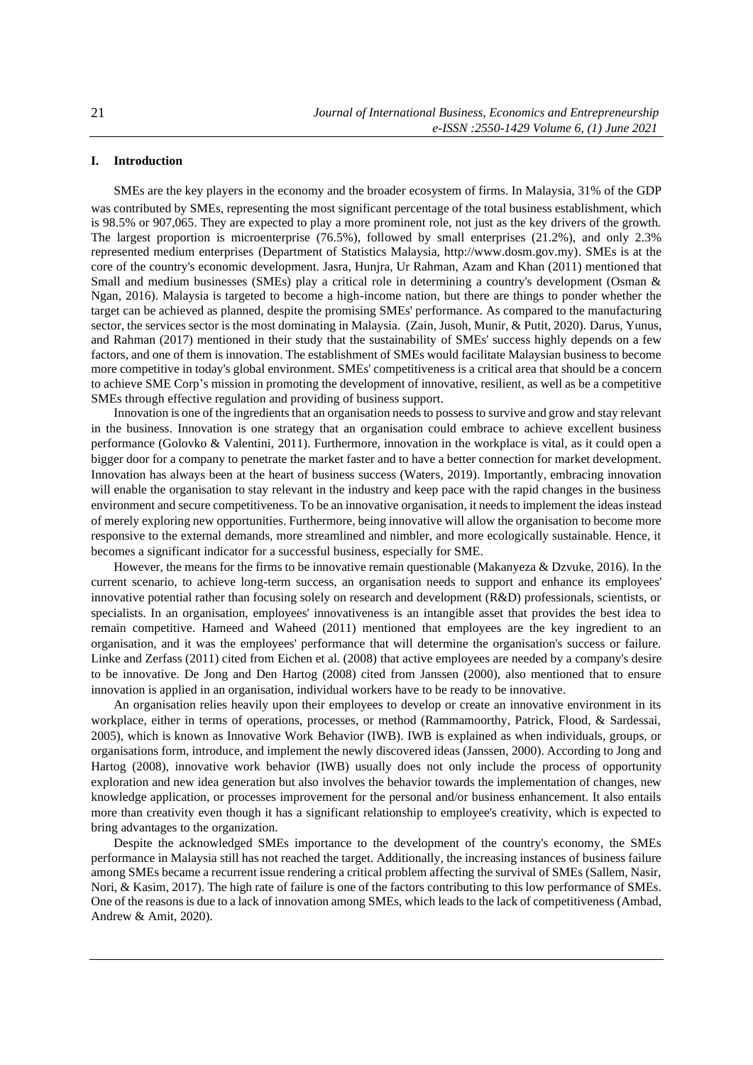## I. Introduction

SMEs are the key players in the economy and the broader ecosystem of firms. In Malaysia, 31% of the GDP was contributed by SMEs, representing the most significant percentage of the total business establishment, which is 98.5% or 907,065. They are expected to play a more prominent role, not just as the key drivers of the growth. The largest proportion is microenterprise (76.5%), followed by small enterprises (21.2%), and only 2.3% represented medium enterprises (Department of Statistics Malaysia, http://www.dosm.gov.my). SMEs is at the core of the country's economic development. Jasra, Hunjra, Ur Rahman, Azam and Khan (2011) mentioned that Small and medium businesses (SMEs) play a critical role in determining a country's development (Osman & Ngan, 2016). Malaysia is targeted to become a high-income nation, but there are things to ponder whether the target can be achieved as planned, despite the promising SMEs' performance. As compared to the manufacturing sector, the services sector is the most dominating in Malaysia. (Zain, Jusoh, Munir, & Putit, 2020). Darus, Yunus, and Rahman (2017) mentioned in their study that the sustainability of SMEs' success highly depends on a few factors, and one of them is innovation. The establishment of SMEs would facilitate Malaysian business to become more competitive in today's global environment. SMEs' competitiveness is a critical area that should be a concern to achieve SME Corp's mission in promoting the development of innovative, resilient, as well as be a competitive SMEs through effective regulation and providing of business support.

Innovation is one of the ingredients that an organisation needs to possess to survive and grow and stay relevant in the business. Innovation is one strategy that an organisation could embrace to achieve excellent business performance (Golovko & Valentini, 2011). Furthermore, innovation in the workplace is vital, as it could open a bigger door for a company to penetrate the market faster and to have a better connection for market development. Innovation has always been at the heart of business success (Waters, 2019). Importantly, embracing innovation will enable the organisation to stay relevant in the industry and keep pace with the rapid changes in the business environment and secure competitiveness. To be an innovative organisation, it needs to implement the ideas instead of merely exploring new opportunities. Furthermore, being innovative will allow the organisation to become more responsive to the external demands, more streamlined and nimbler, and more ecologically sustainable. Hence, it becomes a significant indicator for a successful business, especially for SME.

However, the means for the firms to be innovative remain questionable (Makanyeza & Dzvuke, 2016). In the current scenario, to achieve long-term success, an organisation needs to support and enhance its employees' innovative potential rather than focusing solely on research and development (R&D) professionals, scientists, or specialists. In an organisation, employees' innovativeness is an intangible asset that provides the best idea to remain competitive. Hameed and Waheed (2011) mentioned that employees are the key ingredient to an organisation, and it was the employees' performance that will determine the organisation's success or failure. Linke and Zerfass (2011) cited from Eichen et al. (2008) that active employees are needed by a company's desire to be innovative. De Jong and Den Hartog (2008) cited from Janssen (2000), also mentioned that to ensure innovation is applied in an organisation, individual workers have to be ready to be innovative.

An organisation relies heavily upon their employees to develop or create an innovative environment in its workplace, either in terms of operations, processes, or method (Rammamoorthy, Patrick, Flood, & Sardessai, 2005), which is known as Innovative Work Behavior (IWB). IWB is explained as when individuals, groups, or organisations form, introduce, and implement the newly discovered ideas (Janssen, 2000). According to Jong and Hartog (2008), innovative work behavior (IWB) usually does not only include the process of opportunity exploration and new idea generation but also involves the behavior towards the implementation of changes, new knowledge application, or processes improvement for the personal and/or business enhancement. It also entails more than creativity even though it has a significant relationship to employee's creativity, which is expected to bring advantages to the organization.

Despite the acknowledged SMEs importance to the development of the country's economy, the SMEs performance in Malaysia still has not reached the target. Additionally, the increasing instances of business failure among SMEs became a recurrent issue rendering a critical problem affecting the survival of SMEs (Sallem, Nasir, Nori, & Kasim, 2017). The high rate of failure is one of the factors contributing to this low performance of SMEs. One of the reasons is due to a lack of innovation among SMEs, which leads to the lack of competitiveness (Ambad, Andrew & Amit, 2020).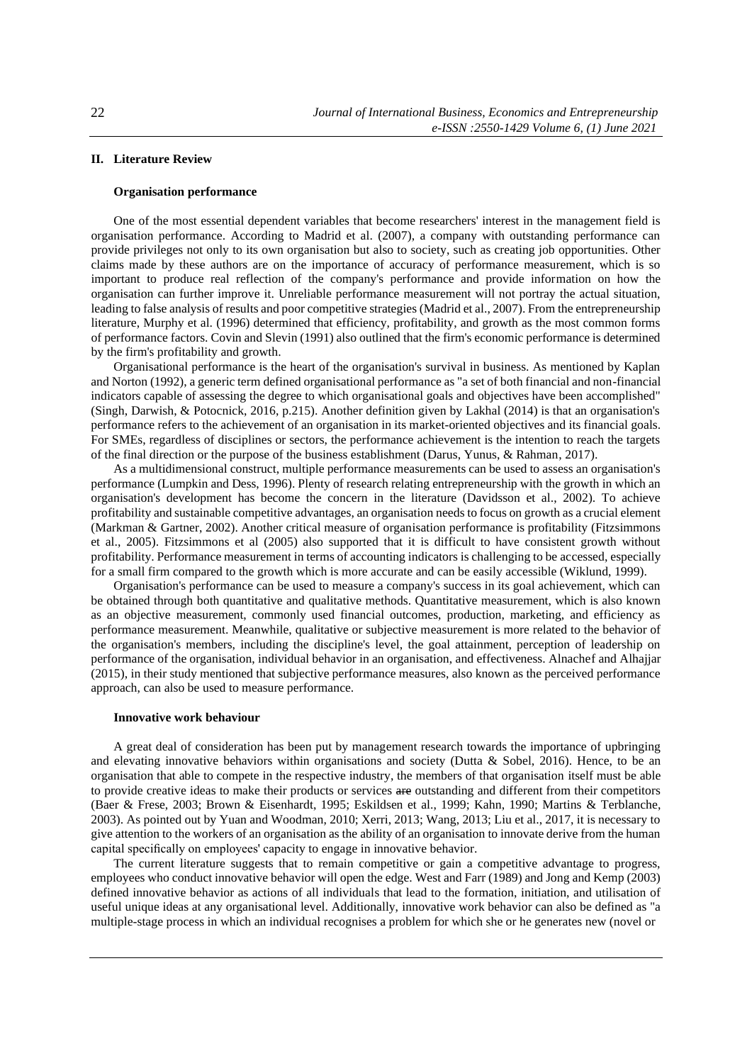## II. Literature Review

### Organisation performance

One of the most essential dependent variables that become researchers' interest in the management field is organisation performance. According to Madrid et al. (2007), a company with outstanding performance can provide privileges not only to its own organisation but also to society, such as creating job opportunities. Other claims made by these authors are on the importance of accuracy of performance measurement, which is so important to produce real reflection of the company's performance and provide information on how the organisation can further improve it. Unreliable performance measurement will not portray the actual situation, leading to false analysis of results and poor competitive strategies (Madrid et al., 2007). From the entrepreneurship literature, Murphy et al. (1996) determined that efficiency, profitability, and growth as the most common forms of performance factors. Covin and Slevin (1991) also outlined that the firm's economic performance is determined by the firm's profitability and growth.

Organisational performance is the heart of the organisation's survival in business. As mentioned by Kaplan and Norton (1992), a generic term defined organisational performance as "a set of both financial and non-financial indicators capable of assessing the degree to which organisational goals and objectives have been accomplished" (Singh, Darwish, & Potocnick, 2016, p.215). Another definition given by Lakhal (2014) is that an organisation's performance refers to the achievement of an organisation in its market-oriented objectives and its financial goals. For SMEs, regardless of disciplines or sectors, the performance achievement is the intention to reach the targets of the final direction or the purpose of the business establishment (Darus, Yunus, & Rahman, 2017).

As a multidimensional construct, multiple performance measurements can be used to assess an organisation's performance (Lumpkin and Dess, 1996). Plenty of research relating entrepreneurship with the growth in which an organisation's development has become the concern in the literature (Davidsson et al., 2002). To achieve profitability and sustainable competitive advantages, an organisation needs to focus on growth as a crucial element (Markman & Gartner, 2002). Another critical measure of organisation performance is profitability (Fitzsimmons et al., 2005). Fitzsimmons et al (2005) also supported that it is difficult to have consistent growth without profitability. Performance measurement in terms of accounting indicators is challenging to be accessed, especially for a small firm compared to the growth which is more accurate and can be easily accessible (Wiklund, 1999).

Organisation's performance can be used to measure a company's success in its goal achievement, which can be obtained through both quantitative and qualitative methods. Quantitative measurement, which is also known as an objective measurement, commonly used financial outcomes, production, marketing, and efficiency as performance measurement. Meanwhile, qualitative or subjective measurement is more related to the behavior of the organisation's members, including the discipline's level, the goal attainment, perception of leadership on performance of the organisation, individual behavior in an organisation, and effectiveness. Alnachef and Alhajjar (2015), in their study mentioned that subjective performance measures, also known as the perceived performance approach, can also be used to measure performance.

### Innovative work behaviour

A great deal of consideration has been put by management research towards the importance of upbringing and elevating innovative behaviors within organisations and society (Dutta & Sobel, 2016). Hence, to be an organisation that able to compete in the respective industry, the members of that organisation itself must be able to provide creative ideas to make their products or services ~~are~~ outstanding and different from their competitors (Baer & Frese, 2003; Brown & Eisenhardt, 1995; Eskildsen et al., 1999; Kahn, 1990; Martins & Terblanche, 2003). As pointed out by Yuan and Woodman, 2010; Xerri, 2013; Wang, 2013; Liu et al., 2017, it is necessary to give attention to the workers of an organisation as the ability of an organisation to innovate derive from the human capital specifically on employees' capacity to engage in innovative behavior.

The current literature suggests that to remain competitive or gain a competitive advantage to progress, employees who conduct innovative behavior will open the edge. West and Farr (1989) and Jong and Kemp (2003) defined innovative behavior as actions of all individuals that lead to the formation, initiation, and utilisation of useful unique ideas at any organisational level. Additionally, innovative work behavior can also be defined as "a multiple-stage process in which an individual recognises a problem for which she or he generates new (novel or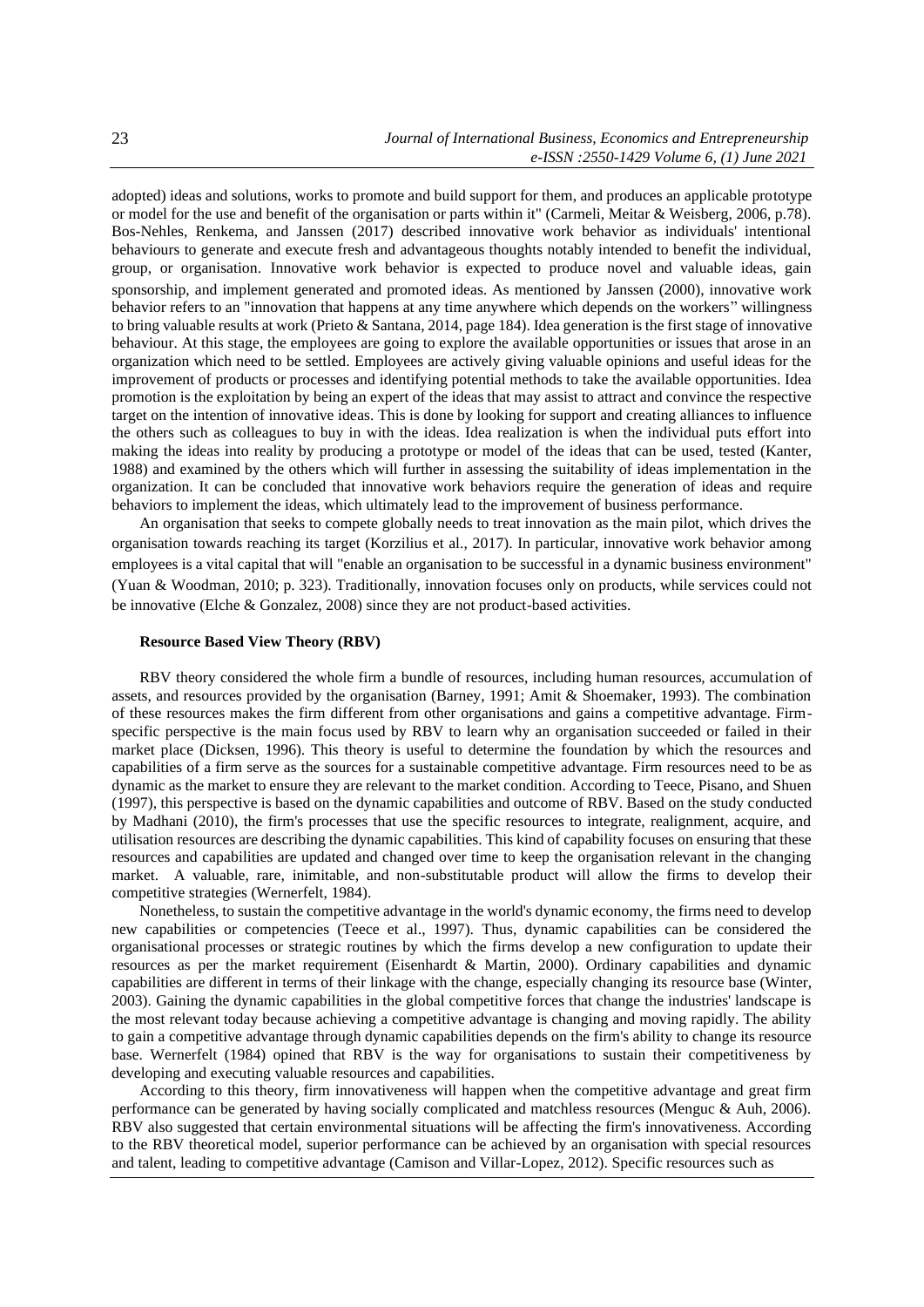adopted) ideas and solutions, works to promote and build support for them, and produces an applicable prototype or model for the use and benefit of the organisation or parts within it" (Carmeli, Meitar & Weisberg, 2006, p.78). Bos-Nehles, Renkema, and Janssen (2017) described innovative work behavior as individuals' intentional behaviours to generate and execute fresh and advantageous thoughts notably intended to benefit the individual, group, or organisation. Innovative work behavior is expected to produce novel and valuable ideas, gain sponsorship, and implement generated and promoted ideas. As mentioned by Janssen (2000), innovative work behavior refers to an "innovation that happens at any time anywhere which depends on the workers" willingness to bring valuable results at work (Prieto & Santana, 2014, page 184). Idea generation is the first stage of innovative behaviour. At this stage, the employees are going to explore the available opportunities or issues that arose in an organization which need to be settled. Employees are actively giving valuable opinions and useful ideas for the improvement of products or processes and identifying potential methods to take the available opportunities. Idea promotion is the exploitation by being an expert of the ideas that may assist to attract and convince the respective target on the intention of innovative ideas. This is done by looking for support and creating alliances to influence the others such as colleagues to buy in with the ideas. Idea realization is when the individual puts effort into making the ideas into reality by producing a prototype or model of the ideas that can be used, tested (Kanter, 1988) and examined by the others which will further in assessing the suitability of ideas implementation in the organization. It can be concluded that innovative work behaviors require the generation of ideas and require behaviors to implement the ideas, which ultimately lead to the improvement of business performance.

An organisation that seeks to compete globally needs to treat innovation as the main pilot, which drives the organisation towards reaching its target (Korzilius et al., 2017). In particular, innovative work behavior among employees is a vital capital that will "enable an organisation to be successful in a dynamic business environment" (Yuan & Woodman, 2010; p. 323). Traditionally, innovation focuses only on products, while services could not be innovative (Elche & Gonzalez, 2008) since they are not product-based activities.

### Resource Based View Theory (RBV)

RBV theory considered the whole firm a bundle of resources, including human resources, accumulation of assets, and resources provided by the organisation (Barney, 1991; Amit & Shoemaker, 1993). The combination of these resources makes the firm different from other organisations and gains a competitive advantage. Firm-specific perspective is the main focus used by RBV to learn why an organisation succeeded or failed in their market place (Dicksen, 1996). This theory is useful to determine the foundation by which the resources and capabilities of a firm serve as the sources for a sustainable competitive advantage. Firm resources need to be as dynamic as the market to ensure they are relevant to the market condition. According to Teece, Pisano, and Shuen (1997), this perspective is based on the dynamic capabilities and outcome of RBV. Based on the study conducted by Madhani (2010), the firm's processes that use the specific resources to integrate, realignment, acquire, and utilisation resources are describing the dynamic capabilities. This kind of capability focuses on ensuring that these resources and capabilities are updated and changed over time to keep the organisation relevant in the changing market. A valuable, rare, inimitable, and non-substitutable product will allow the firms to develop their competitive strategies (Wernerfelt, 1984).

Nonetheless, to sustain the competitive advantage in the world's dynamic economy, the firms need to develop new capabilities or competencies (Teece et al., 1997). Thus, dynamic capabilities can be considered the organisational processes or strategic routines by which the firms develop a new configuration to update their resources as per the market requirement (Eisenhardt & Martin, 2000). Ordinary capabilities and dynamic capabilities are different in terms of their linkage with the change, especially changing its resource base (Winter, 2003). Gaining the dynamic capabilities in the global competitive forces that change the industries' landscape is the most relevant today because achieving a competitive advantage is changing and moving rapidly. The ability to gain a competitive advantage through dynamic capabilities depends on the firm's ability to change its resource base. Wernerfelt (1984) opined that RBV is the way for organisations to sustain their competitiveness by developing and executing valuable resources and capabilities.

According to this theory, firm innovativeness will happen when the competitive advantage and great firm performance can be generated by having socially complicated and matchless resources (Menguc & Auh, 2006). RBV also suggested that certain environmental situations will be affecting the firm's innovativeness. According to the RBV theoretical model, superior performance can be achieved by an organisation with special resources and talent, leading to competitive advantage (Camison and Villar-Lopez, 2012). Specific resources such as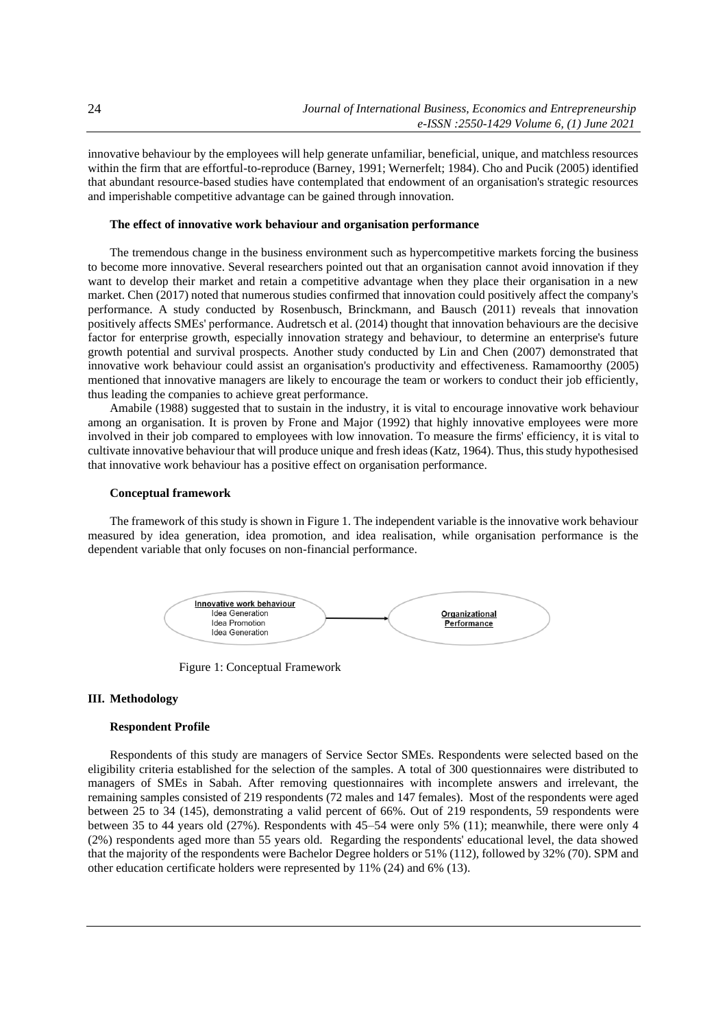innovative behaviour by the employees will help generate unfamiliar, beneficial, unique, and matchless resources within the firm that are effortful-to-reproduce (Barney, 1991; Wernerfelt; 1984). Cho and Pucik (2005) identified that abundant resource-based studies have contemplated that endowment of an organisation's strategic resources and imperishable competitive advantage can be gained through innovation.

**The effect of innovative work behaviour and organisation performance**

The tremendous change in the business environment such as hypercompetitive markets forcing the business to become more innovative. Several researchers pointed out that an organisation cannot avoid innovation if they want to develop their market and retain a competitive advantage when they place their organisation in a new market. Chen (2017) noted that numerous studies confirmed that innovation could positively affect the company's performance. A study conducted by Rosenbusch, Brinckmann, and Bausch (2011) reveals that innovation positively affects SMEs' performance. Audretsch et al. (2014) thought that innovation behaviours are the decisive factor for enterprise growth, especially innovation strategy and behaviour, to determine an enterprise's future growth potential and survival prospects. Another study conducted by Lin and Chen (2007) demonstrated that innovative work behaviour could assist an organisation's productivity and effectiveness. Ramamoorthy (2005) mentioned that innovative managers are likely to encourage the team or workers to conduct their job efficiently, thus leading the companies to achieve great performance.

Amabile (1988) suggested that to sustain in the industry, it is vital to encourage innovative work behaviour among an organisation. It is proven by Frone and Major (1992) that highly innovative employees were more involved in their job compared to employees with low innovation. To measure the firms' efficiency, it is vital to cultivate innovative behaviour that will produce unique and fresh ideas (Katz, 1964). Thus, this study hypothesised that innovative work behaviour has a positive effect on organisation performance.

**Conceptual framework**

The framework of this study is shown in Figure 1. The independent variable is the innovative work behaviour measured by idea generation, idea promotion, and idea realisation, while organisation performance is the dependent variable that only focuses on non-financial performance.

Innovative work behaviour: Idea Generation, Idea Promotion, Idea Generation → Organizational Performance

Figure 1: Conceptual Framework

## III. Methodology

**Respondent Profile**

Respondents of this study are managers of Service Sector SMEs. Respondents were selected based on the eligibility criteria established for the selection of the samples. A total of 300 questionnaires were distributed to managers of SMEs in Sabah. After removing questionnaires with incomplete answers and irrelevant, the remaining samples consisted of 219 respondents (72 males and 147 females). Most of the respondents were aged between 25 to 34 (145), demonstrating a valid percent of 66%. Out of 219 respondents, 59 respondents were between 35 to 44 years old (27%). Respondents with 45–54 were only 5% (11); meanwhile, there were only 4 (2%) respondents aged more than 55 years old. Regarding the respondents' educational level, the data showed that the majority of the respondents were Bachelor Degree holders or 51% (112), followed by 32% (70). SPM and other education certificate holders were represented by 11% (24) and 6% (13).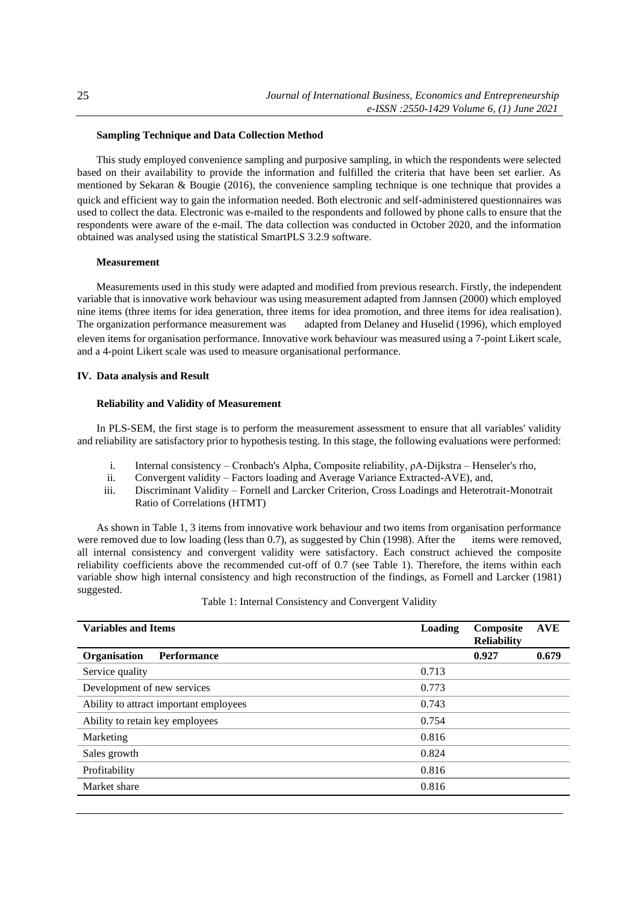### Sampling Technique and Data Collection Method

This study employed convenience sampling and purposive sampling, in which the respondents were selected based on their availability to provide the information and fulfilled the criteria that have been set earlier. As mentioned by Sekaran & Bougie (2016), the convenience sampling technique is one technique that provides a quick and efficient way to gain the information needed. Both electronic and self-administered questionnaires was used to collect the data. Electronic was e-mailed to the respondents and followed by phone calls to ensure that the respondents were aware of the e-mail. The data collection was conducted in October 2020, and the information obtained was analysed using the statistical SmartPLS 3.2.9 software.

### Measurement

Measurements used in this study were adapted and modified from previous research. Firstly, the independent variable that is innovative work behaviour was using measurement adapted from Jannsen (2000) which employed nine items (three items for idea generation, three items for idea promotion, and three items for idea realisation). The organization performance measurement was adapted from Delaney and Huselid (1996), which employed eleven items for organisation performance. Innovative work behaviour was measured using a 7-point Likert scale, and a 4-point Likert scale was used to measure organisational performance.

## IV. Data analysis and Result

### Reliability and Validity of Measurement

In PLS-SEM, the first stage is to perform the measurement assessment to ensure that all variables' validity and reliability are satisfactory prior to hypothesis testing. In this stage, the following evaluations were performed:

i. Internal consistency – Cronbach's Alpha, Composite reliability, ρA-Dijkstra – Henseler's rho,
ii. Convergent validity – Factors loading and Average Variance Extracted-AVE), and,
iii. Discriminant Validity – Fornell and Larcker Criterion, Cross Loadings and Heterotrait-Monotrait Ratio of Correlations (HTMT)

As shown in Table 1, 3 items from innovative work behaviour and two items from organisation performance were removed due to low loading (less than 0.7), as suggested by Chin (1998). After the items were removed, all internal consistency and convergent validity were satisfactory. Each construct achieved the composite reliability coefficients above the recommended cut-off of 0.7 (see Table 1). Therefore, the items within each variable show high internal consistency and high reconstruction of the findings, as Fornell and Larcker (1981) suggested.

Table 1: Internal Consistency and Convergent Validity

| Variables and Items | Loading | Composite Reliability | AVE |
|---|---|---|---|
| **Organisation Performance** | | **0.927** | **0.679** |
| Service quality | 0.713 | | |
| Development of new services | 0.773 | | |
| Ability to attract important employees | 0.743 | | |
| Ability to retain key employees | 0.754 | | |
| Marketing | 0.816 | | |
| Sales growth | 0.824 | | |
| Profitability | 0.816 | | |
| Market share | 0.816 | | |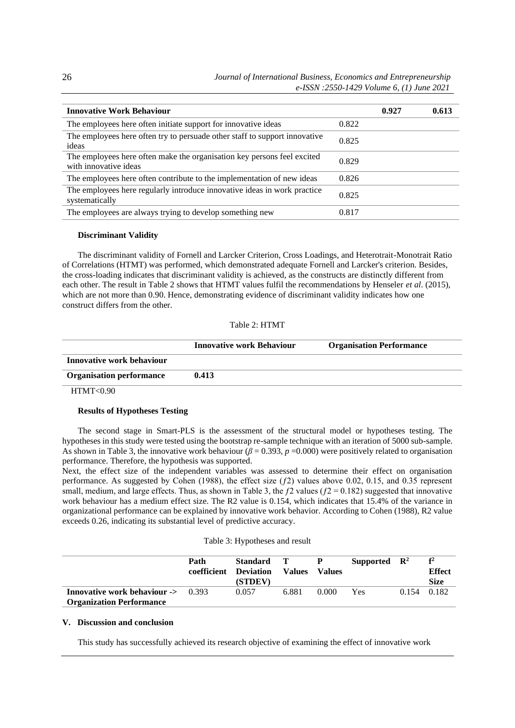| Innovative Work Behaviour | | 0.927 | 0.613 |
|---|---|---|---|
| The employees here often initiate support for innovative ideas | 0.822 | | |
| The employees here often try to persuade other staff to support innovative ideas | 0.825 | | |
| The employees here often make the organisation key persons feel excited with innovative ideas | 0.829 | | |
| The employees here often contribute to the implementation of new ideas | 0.826 | | |
| The employees here regularly introduce innovative ideas in work practice systematically | 0.825 | | |
| The employees are always trying to develop something new | 0.817 | | |

### Discriminant Validity

The discriminant validity of Fornell and Larcker Criterion, Cross Loadings, and Heterotrait-Monotrait Ratio of Correlations (HTMT) was performed, which demonstrated adequate Fornell and Larcker's criterion. Besides, the cross-loading indicates that discriminant validity is achieved, as the constructs are distinctly different from each other. The result in Table 2 shows that HTMT values fulfil the recommendations by Henseler *et al*. (2015), which are not more than 0.90. Hence, demonstrating evidence of discriminant validity indicates how one construct differs from the other.

Table 2: HTMT

| | Innovative Work Behaviour | Organisation Performance |
|---|---|---|
| **Innovative work behaviour** | | |
| **Organisation performance** | **0.413** | |

HTMT<0.90

### Results of Hypotheses Testing

The second stage in Smart-PLS is the assessment of the structural model or hypotheses testing. The hypotheses in this study were tested using the bootstrap re-sample technique with an iteration of 5000 sub-sample. As shown in Table 3, the innovative work behaviour ($\beta = 0.393$, $p = 0.000$) were positively related to organisation performance. Therefore, the hypothesis was supported.

Next, the effect size of the independent variables was assessed to determine their effect on organisation performance. As suggested by Cohen (1988), the effect size ($f2$) values above 0.02, 0.15, and 0.35 represent small, medium, and large effects. Thus, as shown in Table 3, the $f2$ values ($f2 = 0.182$) suggested that innovative work behaviour has a medium effect size. The R2 value is 0.154, which indicates that 15.4% of the variance in organizational performance can be explained by innovative work behavior. According to Cohen (1988), R2 value exceeds 0.26, indicating its substantial level of predictive accuracy.

Table 3: Hypotheses and result

| | Path coefficient | Standard Deviation (STDEV) | T Values | P Values | Supported | $R^2$ | $f^2$ Effect Size |
|---|---|---|---|---|---|---|---|
| **Innovative work behaviour -> Organization Performance** | 0.393 | 0.057 | 6.881 | 0.000 | Yes | 0.154 | 0.182 |

## V. Discussion and conclusion

This study has successfully achieved its research objective of examining the effect of innovative work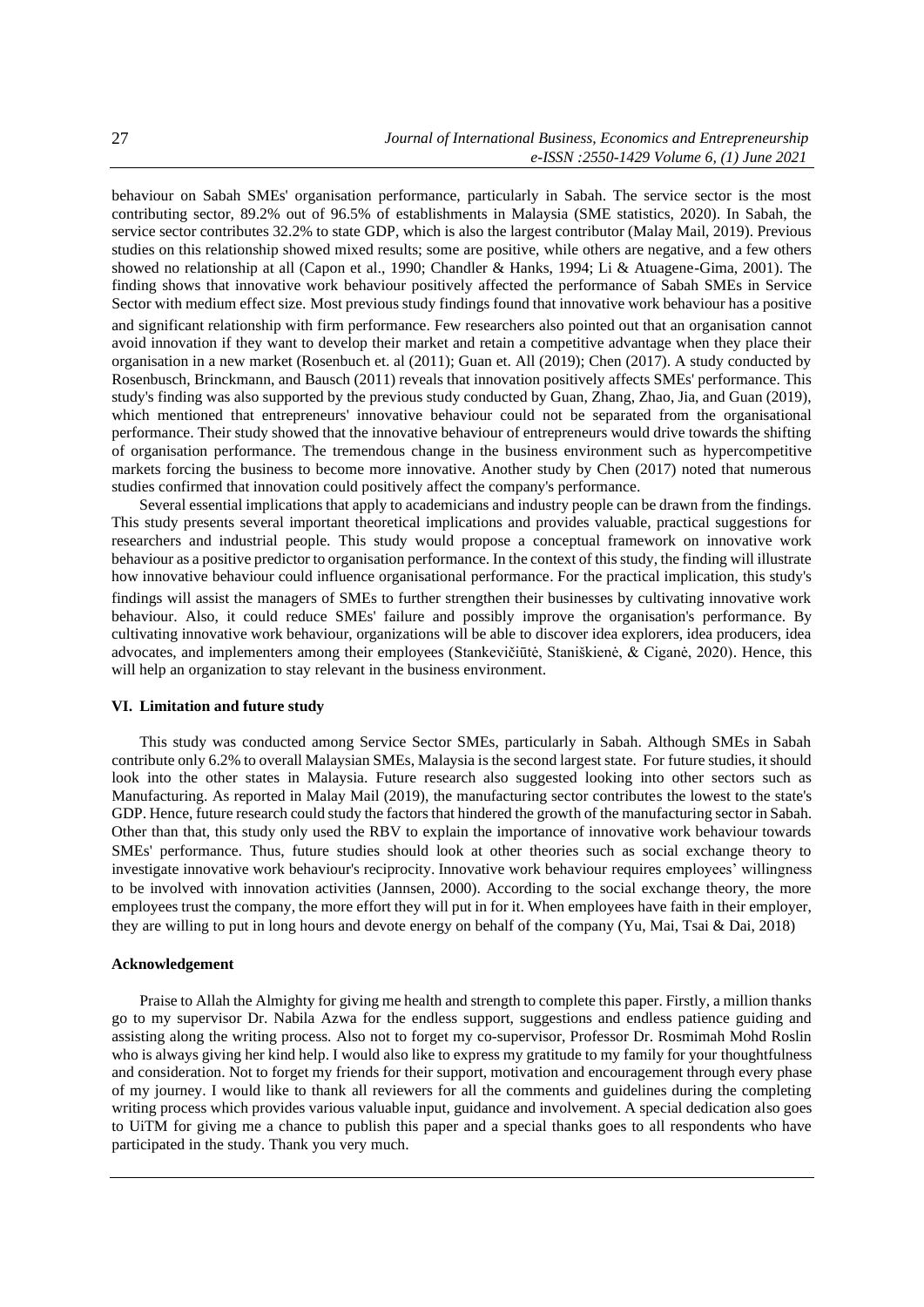behaviour on Sabah SMEs' organisation performance, particularly in Sabah. The service sector is the most contributing sector, 89.2% out of 96.5% of establishments in Malaysia (SME statistics, 2020). In Sabah, the service sector contributes 32.2% to state GDP, which is also the largest contributor (Malay Mail, 2019). Previous studies on this relationship showed mixed results; some are positive, while others are negative, and a few others showed no relationship at all (Capon et al., 1990; Chandler & Hanks, 1994; Li & Atuagene-Gima, 2001). The finding shows that innovative work behaviour positively affected the performance of Sabah SMEs in Service Sector with medium effect size. Most previous study findings found that innovative work behaviour has a positive and significant relationship with firm performance. Few researchers also pointed out that an organisation cannot avoid innovation if they want to develop their market and retain a competitive advantage when they place their organisation in a new market (Rosenbuch et. al (2011); Guan et. All (2019); Chen (2017). A study conducted by Rosenbusch, Brinckmann, and Bausch (2011) reveals that innovation positively affects SMEs' performance. This study's finding was also supported by the previous study conducted by Guan, Zhang, Zhao, Jia, and Guan (2019), which mentioned that entrepreneurs' innovative behaviour could not be separated from the organisational performance. Their study showed that the innovative behaviour of entrepreneurs would drive towards the shifting of organisation performance. The tremendous change in the business environment such as hypercompetitive markets forcing the business to become more innovative. Another study by Chen (2017) noted that numerous studies confirmed that innovation could positively affect the company's performance.

Several essential implications that apply to academicians and industry people can be drawn from the findings. This study presents several important theoretical implications and provides valuable, practical suggestions for researchers and industrial people. This study would propose a conceptual framework on innovative work behaviour as a positive predictor to organisation performance. In the context of this study, the finding will illustrate how innovative behaviour could influence organisational performance. For the practical implication, this study's findings will assist the managers of SMEs to further strengthen their businesses by cultivating innovative work behaviour. Also, it could reduce SMEs' failure and possibly improve the organisation's performance. By cultivating innovative work behaviour, organizations will be able to discover idea explorers, idea producers, idea advocates, and implementers among their employees (Stankevičiūtė, Staniškienė, & Ciganė, 2020). Hence, this will help an organization to stay relevant in the business environment.

## VI. Limitation and future study

This study was conducted among Service Sector SMEs, particularly in Sabah. Although SMEs in Sabah contribute only 6.2% to overall Malaysian SMEs, Malaysia is the second largest state. For future studies, it should look into the other states in Malaysia. Future research also suggested looking into other sectors such as Manufacturing. As reported in Malay Mail (2019), the manufacturing sector contributes the lowest to the state's GDP. Hence, future research could study the factors that hindered the growth of the manufacturing sector in Sabah. Other than that, this study only used the RBV to explain the importance of innovative work behaviour towards SMEs' performance. Thus, future studies should look at other theories such as social exchange theory to investigate innovative work behaviour's reciprocity. Innovative work behaviour requires employees' willingness to be involved with innovation activities (Jannsen, 2000). According to the social exchange theory, the more employees trust the company, the more effort they will put in for it. When employees have faith in their employer, they are willing to put in long hours and devote energy on behalf of the company (Yu, Mai, Tsai & Dai, 2018)

## Acknowledgement

Praise to Allah the Almighty for giving me health and strength to complete this paper. Firstly, a million thanks go to my supervisor Dr. Nabila Azwa for the endless support, suggestions and endless patience guiding and assisting along the writing process. Also not to forget my co-supervisor, Professor Dr. Rosmimah Mohd Roslin who is always giving her kind help. I would also like to express my gratitude to my family for your thoughtfulness and consideration. Not to forget my friends for their support, motivation and encouragement through every phase of my journey. I would like to thank all reviewers for all the comments and guidelines during the completing writing process which provides various valuable input, guidance and involvement. A special dedication also goes to UiTM for giving me a chance to publish this paper and a special thanks goes to all respondents who have participated in the study. Thank you very much.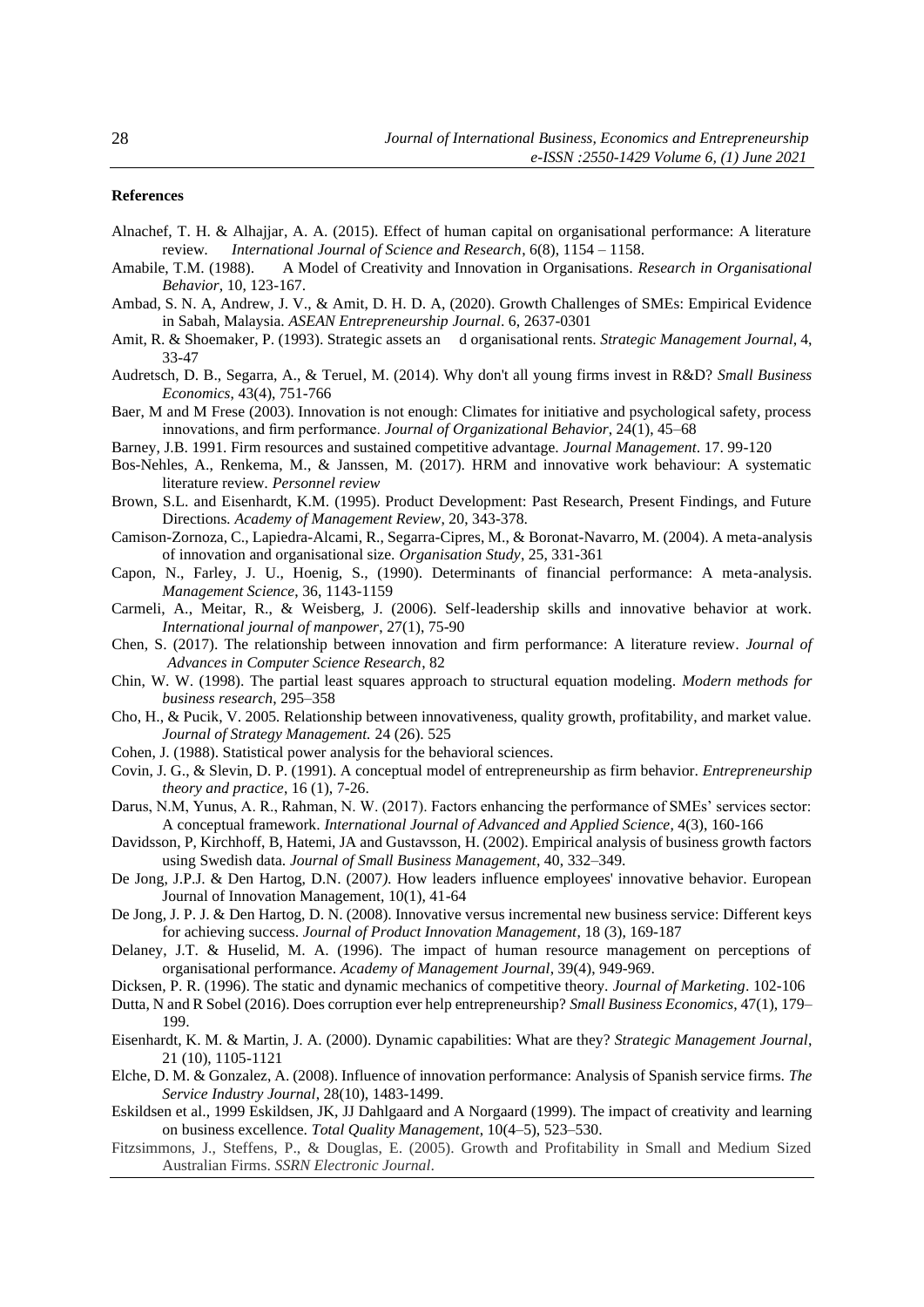**References**

Alnachef, T. H. & Alhajjar, A. A. (2015). Effect of human capital on organisational performance: A literature review. *International Journal of Science and Research*, 6(8), 1154 – 1158.

Amabile, T.M. (1988). A Model of Creativity and Innovation in Organisations. *Research in Organisational Behavior*, 10, 123-167.

Ambad, S. N. A, Andrew, J. V., & Amit, D. H. D. A, (2020). Growth Challenges of SMEs: Empirical Evidence in Sabah, Malaysia. *ASEAN Entrepreneurship Journal*. 6, 2637-0301

Amit, R. & Shoemaker, P. (1993). Strategic assets an d organisational rents. *Strategic Management Journal*, 4, 33-47

Audretsch, D. B., Segarra, A., & Teruel, M. (2014). Why don't all young firms invest in R&D? *Small Business Economics*, 43(4), 751-766

Baer, M and M Frese (2003). Innovation is not enough: Climates for initiative and psychological safety, process innovations, and firm performance. *Journal of Organizational Behavior*, 24(1), 45–68

Barney, J.B. 1991. Firm resources and sustained competitive advantage. *Journal Management*. 17. 99-120

Bos-Nehles, A., Renkema, M., & Janssen, M. (2017). HRM and innovative work behaviour: A systematic literature review. *Personnel review*

Brown, S.L. and Eisenhardt, K.M. (1995). Product Development: Past Research, Present Findings, and Future Directions. *Academy of Management Review*, 20, 343-378.

Camison-Zornoza, C., Lapiedra-Alcami, R., Segarra-Cipres, M., & Boronat-Navarro, M. (2004). A meta-analysis of innovation and organisational size. *Organisation Study*, 25, 331-361

Capon, N., Farley, J. U., Hoenig, S., (1990). Determinants of financial performance: A meta-analysis. *Management Science*, 36, 1143-1159

Carmeli, A., Meitar, R., & Weisberg, J. (2006). Self-leadership skills and innovative behavior at work. *International journal of manpower*, 27(1), 75-90

Chen, S. (2017). The relationship between innovation and firm performance: A literature review. *Journal of Advances in Computer Science Research*, 82

Chin, W. W. (1998). The partial least squares approach to structural equation modeling. *Modern methods for business research*, 295–358

Cho, H., & Pucik, V. 2005. Relationship between innovativeness, quality growth, profitability, and market value. *Journal of Strategy Management.* 24 (26). 525

Cohen, J. (1988). Statistical power analysis for the behavioral sciences.

Covin, J. G., & Slevin, D. P. (1991). A conceptual model of entrepreneurship as firm behavior. *Entrepreneurship theory and practice*, 16 (1), 7-26.

Darus, N.M, Yunus, A. R., Rahman, N. W. (2017). Factors enhancing the performance of SMEs' services sector: A conceptual framework. *International Journal of Advanced and Applied Science*, 4(3), 160-166

Davidsson, P, Kirchhoff, B, Hatemi, JA and Gustavsson, H. (2002). Empirical analysis of business growth factors using Swedish data. *Journal of Small Business Management*, 40, 332–349.

De Jong, J.P.J. & Den Hartog, D.N. (2007*).* How leaders influence employees' innovative behavior. European Journal of Innovation Management, 10(1), 41-64

De Jong, J. P. J. & Den Hartog, D. N. (2008). Innovative versus incremental new business service: Different keys for achieving success. *Journal of Product Innovation Management*, 18 (3), 169-187

Delaney, J.T. & Huselid, M. A. (1996). The impact of human resource management on perceptions of organisational performance. *Academy of Management Journal*, 39(4), 949-969.

Dicksen, P. R. (1996). The static and dynamic mechanics of competitive theory. *Journal of Marketing*. 102-106

Dutta, N and R Sobel (2016). Does corruption ever help entrepreneurship? *Small Business Economics*, 47(1), 179–199.

Eisenhardt, K. M. & Martin, J. A. (2000). Dynamic capabilities: What are they? *Strategic Management Journal*, 21 (10), 1105-1121

Elche, D. M. & Gonzalez, A. (2008). Influence of innovation performance: Analysis of Spanish service firms. *The Service Industry Journal*, 28(10), 1483-1499.

Eskildsen et al., 1999 Eskildsen, JK, JJ Dahlgaard and A Norgaard (1999). The impact of creativity and learning on business excellence. *Total Quality Management*, 10(4–5), 523–530.

Fitzsimmons, J., Steffens, P., & Douglas, E. (2005). Growth and Profitability in Small and Medium Sized Australian Firms. *SSRN Electronic Journal*.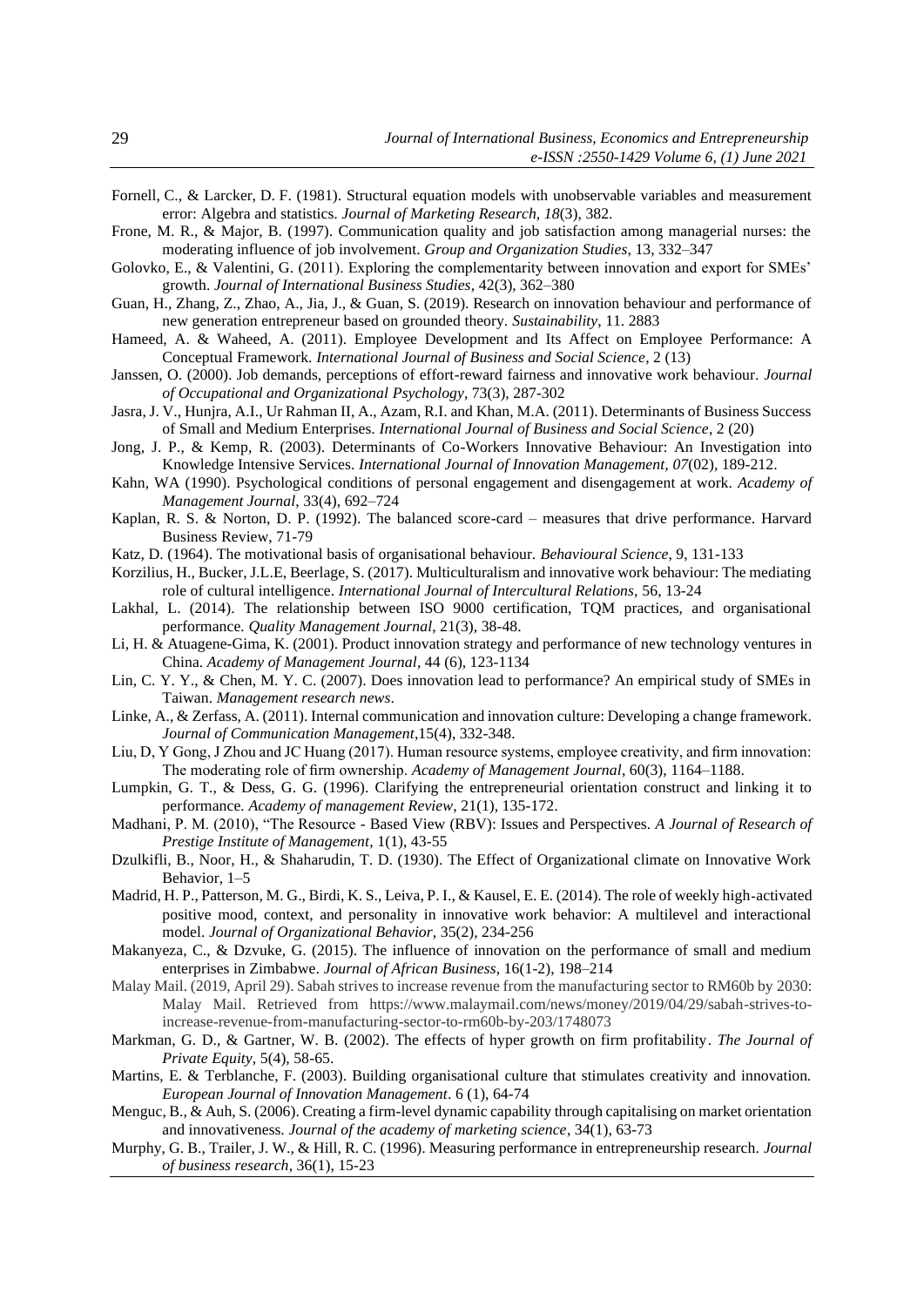Fornell, C., & Larcker, D. F. (1981). Structural equation models with unobservable variables and measurement error: Algebra and statistics. *Journal of Marketing Research*, *18*(3), 382.

Frone, M. R., & Major, B. (1997). Communication quality and job satisfaction among managerial nurses: the moderating influence of job involvement. *Group and Organization Studies*, 13, 332–347

Golovko, E., & Valentini, G. (2011). Exploring the complementarity between innovation and export for SMEs' growth. *Journal of International Business Studies*, 42(3), 362–380

Guan, H., Zhang, Z., Zhao, A., Jia, J., & Guan, S. (2019). Research on innovation behaviour and performance of new generation entrepreneur based on grounded theory. *Sustainability*, 11. 2883

Hameed, A. & Waheed, A. (2011). Employee Development and Its Affect on Employee Performance: A Conceptual Framework. *International Journal of Business and Social Science*, 2 (13)

Janssen, O. (2000). Job demands, perceptions of effort-reward fairness and innovative work behaviour. *Journal of Occupational and Organizational Psychology*, 73(3), 287-302

Jasra, J. V., Hunjra, A.I., Ur Rahman II, A., Azam, R.I. and Khan, M.A. (2011). Determinants of Business Success of Small and Medium Enterprises. *International Journal of Business and Social Science*, 2 (20)

Jong, J. P., & Kemp, R. (2003). Determinants of Co-Workers Innovative Behaviour: An Investigation into Knowledge Intensive Services. *International Journal of Innovation Management*, *07*(02), 189-212.

Kahn, WA (1990). Psychological conditions of personal engagement and disengagement at work. *Academy of Management Journal*, 33(4), 692–724

Kaplan, R. S. & Norton, D. P. (1992). The balanced score-card – measures that drive performance. Harvard Business Review, 71-79

Katz, D. (1964). The motivational basis of organisational behaviour. *Behavioural Science*, 9, 131-133

Korzilius, H., Bucker, J.L.E, Beerlage, S. (2017). Multiculturalism and innovative work behaviour: The mediating role of cultural intelligence. *International Journal of Intercultural Relations*, 56, 13-24

Lakhal, L. (2014). The relationship between ISO 9000 certification, TQM practices, and organisational performance. *Quality Management Journal*, 21(3), 38-48.

Li, H. & Atuagene-Gima, K. (2001). Product innovation strategy and performance of new technology ventures in China. *Academy of Management Journal*, 44 (6), 123-1134

Lin, C. Y. Y., & Chen, M. Y. C. (2007). Does innovation lead to performance? An empirical study of SMEs in Taiwan. *Management research news*.

Linke, A., & Zerfass, A. (2011). Internal communication and innovation culture: Developing a change framework. *Journal of Communication Management*,15(4), 332-348.

Liu, D, Y Gong, J Zhou and JC Huang (2017). Human resource systems, employee creativity, and firm innovation: The moderating role of firm ownership. *Academy of Management Journal*, 60(3), 1164–1188.

Lumpkin, G. T., & Dess, G. G. (1996). Clarifying the entrepreneurial orientation construct and linking it to performance. *Academy of management Review*, 21(1), 135-172.

Madhani, P. M. (2010), "The Resource - Based View (RBV): Issues and Perspectives. *A Journal of Research of Prestige Institute of Management*, 1(1), 43-55

Dzulkifli, B., Noor, H., & Shaharudin, T. D. (1930). The Effect of Organizational climate on Innovative Work Behavior, 1–5

Madrid, H. P., Patterson, M. G., Birdi, K. S., Leiva, P. I., & Kausel, E. E. (2014). The role of weekly high-activated positive mood, context, and personality in innovative work behavior: A multilevel and interactional model. *Journal of Organizational Behavior*, 35(2), 234-256

Makanyeza, C., & Dzvuke, G. (2015). The influence of innovation on the performance of small and medium enterprises in Zimbabwe. *Journal of African Business*, 16(1-2), 198–214

Malay Mail. (2019, April 29). Sabah strives to increase revenue from the manufacturing sector to RM60b by 2030: Malay Mail. Retrieved from https://www.malaymail.com/news/money/2019/04/29/sabah-strives-to-increase-revenue-from-manufacturing-sector-to-rm60b-by-203/1748073

Markman, G. D., & Gartner, W. B. (2002). The effects of hyper growth on firm profitability. *The Journal of Private Equity*, 5(4), 58-65.

Martins, E. & Terblanche, F. (2003). Building organisational culture that stimulates creativity and innovation. *European Journal of Innovation Management*. 6 (1), 64-74

Menguc, B., & Auh, S. (2006). Creating a firm-level dynamic capability through capitalising on market orientation and innovativeness. *Journal of the academy of marketing science*, 34(1), 63-73

Murphy, G. B., Trailer, J. W., & Hill, R. C. (1996). Measuring performance in entrepreneurship research. *Journal of business research*, 36(1), 15-23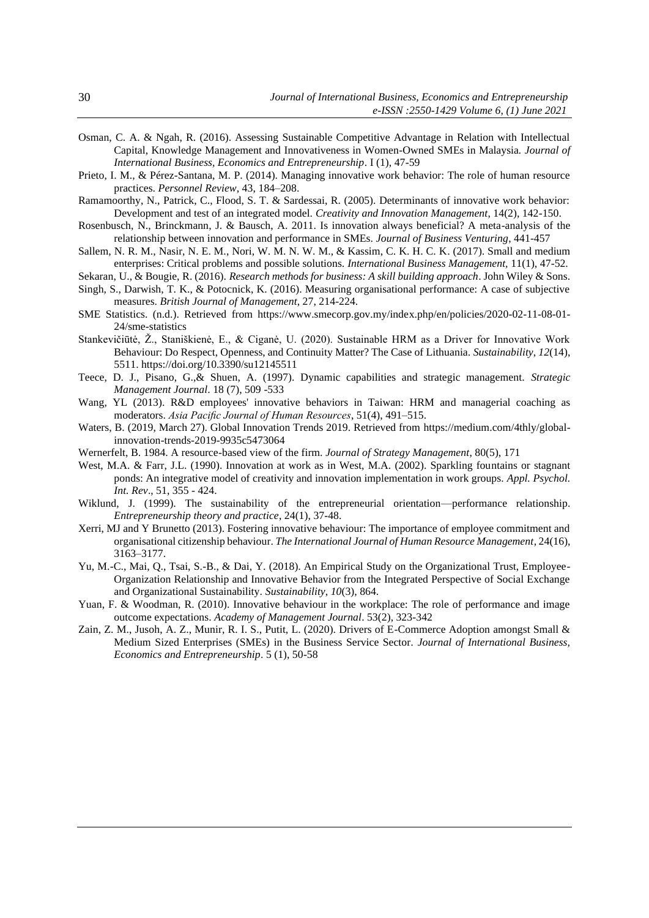Osman, C. A. & Ngah, R. (2016). Assessing Sustainable Competitive Advantage in Relation with Intellectual Capital, Knowledge Management and Innovativeness in Women-Owned SMEs in Malaysia. *Journal of International Business, Economics and Entrepreneurship*. I (1), 47-59

Prieto, I. M., & Pérez-Santana, M. P. (2014). Managing innovative work behavior: The role of human resource practices. *Personnel Review*, 43, 184–208.

Ramamoorthy, N., Patrick, C., Flood, S. T. & Sardessai, R. (2005). Determinants of innovative work behavior: Development and test of an integrated model. *Creativity and Innovation Management*, 14(2), 142-150.

Rosenbusch, N., Brinckmann, J. & Bausch, A. 2011. Is innovation always beneficial? A meta-analysis of the relationship between innovation and performance in SMEs. *Journal of Business Venturing*, 441-457

Sallem, N. R. M., Nasir, N. E. M., Nori, W. M. N. W. M., & Kassim, C. K. H. C. K. (2017). Small and medium enterprises: Critical problems and possible solutions. *International Business Management,* 11(1), 47-52.

Sekaran, U., & Bougie, R. (2016). *Research methods for business: A skill building approach*. John Wiley & Sons.

Singh, S., Darwish, T. K., & Potocnick, K. (2016). Measuring organisational performance: A case of subjective measures. *British Journal of Management*, 27, 214-224.

SME Statistics. (n.d.). Retrieved from https://www.smecorp.gov.my/index.php/en/policies/2020-02-11-08-01-24/sme-statistics

Stankevičiūtė, Ž., Staniškienė, E., & Ciganė, U. (2020). Sustainable HRM as a Driver for Innovative Work Behaviour: Do Respect, Openness, and Continuity Matter? The Case of Lithuania. *Sustainability*, *12*(14), 5511. https://doi.org/10.3390/su12145511

Teece, D. J., Pisano, G.,& Shuen, A. (1997). Dynamic capabilities and strategic management. *Strategic Management Journal*. 18 (7), 509 -533

Wang, YL (2013). R&D employees' innovative behaviors in Taiwan: HRM and managerial coaching as moderators. *Asia Pacific Journal of Human Resources*, 51(4), 491–515.

Waters, B. (2019, March 27). Global Innovation Trends 2019. Retrieved from https://medium.com/4thly/global-innovation-trends-2019-9935c5473064

Wernerfelt, B. 1984. A resource-based view of the firm. *Journal of Strategy Management*, 80(5), 171

West, M.A. & Farr, J.L. (1990). Innovation at work as in West, M.A. (2002). Sparkling fountains or stagnant ponds: An integrative model of creativity and innovation implementation in work groups. *Appl. Psychol. Int. Rev*., 51, 355 - 424.

Wiklund, J. (1999). The sustainability of the entrepreneurial orientation—performance relationship. *Entrepreneurship theory and practice*, 24(1), 37-48.

Xerri, MJ and Y Brunetto (2013). Fostering innovative behaviour: The importance of employee commitment and organisational citizenship behaviour. *The International Journal of Human Resource Management*, 24(16), 3163–3177.

Yu, M.-C., Mai, Q., Tsai, S.-B., & Dai, Y. (2018). An Empirical Study on the Organizational Trust, Employee-Organization Relationship and Innovative Behavior from the Integrated Perspective of Social Exchange and Organizational Sustainability. *Sustainability*, *10*(3), 864.

Yuan, F. & Woodman, R. (2010). Innovative behaviour in the workplace: The role of performance and image outcome expectations. *Academy of Management Journal*. 53(2), 323-342

Zain, Z. M., Jusoh, A. Z., Munir, R. I. S., Putit, L. (2020). Drivers of E-Commerce Adoption amongst Small & Medium Sized Enterprises (SMEs) in the Business Service Sector. *Journal of International Business, Economics and Entrepreneurship*. 5 (1), 50-58